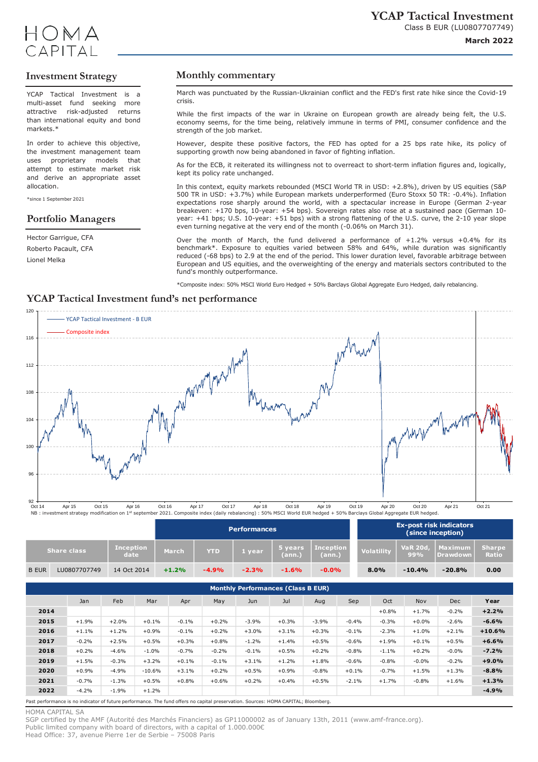# YCAP Tactical Investment

Class B EUR (LU0807707749)

**March 2022**

HOMA CAPITAL

## Investment Strategy

YCAP Tactical Investment is a multi-asset fund seeking more attractive risk-adjusted returns than international equity and bond markets.*

In order to achieve this objective, the investment management team uses proprietary models that attempt to estimate market risk and derive an appropriate asset allocation.

*since 1 September 2021

## Portfolio Managers

Hector Garrigue, CFA
Roberto Pacault, CFA
Lionel Melka

## Monthly commentary

March was punctuated by the Russian-Ukrainian conflict and the FED's first rate hike since the Covid-19 crisis.

While the first impacts of the war in Ukraine on European growth are already being felt, the U.S. economy seems, for the time being, relatively immune in terms of PMI, consumer confidence and the strength of the job market.

However, despite these positive factors, the FED has opted for a 25 bps rate hike, its policy of supporting growth now being abandoned in favor of fighting inflation.

As for the ECB, it reiterated its willingness not to overreact to short-term inflation figures and, logically, kept its policy rate unchanged.

In this context, equity markets rebounded (MSCI World TR in USD: +2.8%), driven by US equities (S&P 500 TR in USD: +3.7%) while European markets underperformed (Euro Stoxx 50 TR: -0.4%). Inflation expectations rose sharply around the world, with a spectacular increase in Europe (German 2-year breakeven: +170 bps, 10-year: +54 bps). Sovereign rates also rose at a sustained pace (German 10-year: +41 bps; U.S. 10-year: +51 bps) with a strong flattening of the U.S. curve, the 2-10 year slope even turning negative at the very end of the month (-0.06% on March 31).

Over the month of March, the fund delivered a performance of +1.2% versus +0.4% for its benchmark*. Exposure to equities varied between 58% and 64%, while duration was significantly reduced (-68 bps) to 2.9 at the end of the period. This lower duration level, favorable arbitrage between European and US equities, and the overweighting of the energy and materials sectors contributed to the fund's monthly outperformance.

*Composite index: 50% MSCI World Euro Hedged + 50% Barclays Global Aggregate Euro Hedged, daily rebalancing.

## YCAP Tactical Investment fund's net performance

NB : investment strategy modification on 1st september 2021. Composite index (daily rebalancing) : 50% MSCI World EUR hedged + 50% Barclays Global Aggregate EUR hedged.

| Share class | | Inception date | Performances | | | | | Ex-post risk indicators (since inception) | | | |
|---|---|---|---|---|---|---|---|---|---|---|---|
| | | | March | YTD | 1 year | 5 years (ann.) | Inception (ann.) | Volatility | VaR 20d, 99% | Maximum Drawdown | Sharpe Ratio |
| B EUR | LU0807707749 | 14 Oct 2014 | +1.2% | -4.9% | -2.3% | -1.6% | -0.0% | 8.0% | -10.4% | -20.8% | 0.00 |

**Monthly Performances (Class B EUR)**

| | Jan | Feb | Mar | Apr | May | Jun | Jul | Aug | Sep | Oct | Nov | Dec | Year |
|---|---|---|---|---|---|---|---|---|---|---|---|---|---|
| **2014** | | | | | | | | | | +0.8% | +1.7% | -0.2% | **+2.2%** |
| **2015** | +1.9% | +2.0% | +0.1% | -0.1% | +0.2% | -3.9% | +0.3% | -3.9% | -0.4% | -0.3% | +0.0% | -2.6% | **-6.6%** |
| **2016** | +1.1% | +1.2% | +0.9% | -0.1% | +0.2% | +3.0% | +3.1% | +0.3% | -0.1% | -2.3% | +1.0% | +2.1% | **+10.6%** |
| **2017** | -0.2% | +2.5% | +0.5% | +0.3% | +0.8% | -1.2% | +1.4% | +0.5% | -0.6% | +1.9% | +0.1% | +0.5% | **+6.6%** |
| **2018** | +0.2% | -4.6% | -1.0% | -0.7% | -0.2% | -0.1% | +0.5% | +0.2% | -0.8% | -1.1% | +0.2% | -0.0% | **-7.2%** |
| **2019** | +1.5% | -0.3% | +3.2% | +0.1% | -0.1% | +3.1% | +1.2% | +1.8% | -0.6% | -0.8% | -0.0% | -0.2% | **+9.0%** |
| **2020** | +0.9% | -4.9% | -10.6% | +3.1% | +0.2% | +0.5% | +0.9% | -0.8% | +0.1% | -0.7% | +1.5% | +1.3% | **-8.8%** |
| **2021** | -0.7% | -1.3% | +0.5% | +0.8% | +0.6% | +0.2% | +0.4% | +0.5% | -2.1% | +1.7% | -0.8% | +1.6% | **+1.3%** |
| **2022** | -4.2% | -1.9% | +1.2% | | | | | | | | | | **-4.9%** |

Past performance is no indicator of future performance. The fund offers no capital preservation. Sources: HOMA CAPITAL; Bloomberg.

HOMA CAPITAL SA
SGP certified by the AMF (Autorité des Marchés Financiers) as GP11000002 as of January 13th, 2011 (www.amf-france.org).
Public limited company with board of directors, with a capital of 1.000.000€
Head Office: 37, avenue Pierre 1er de Serbie – 75008 Paris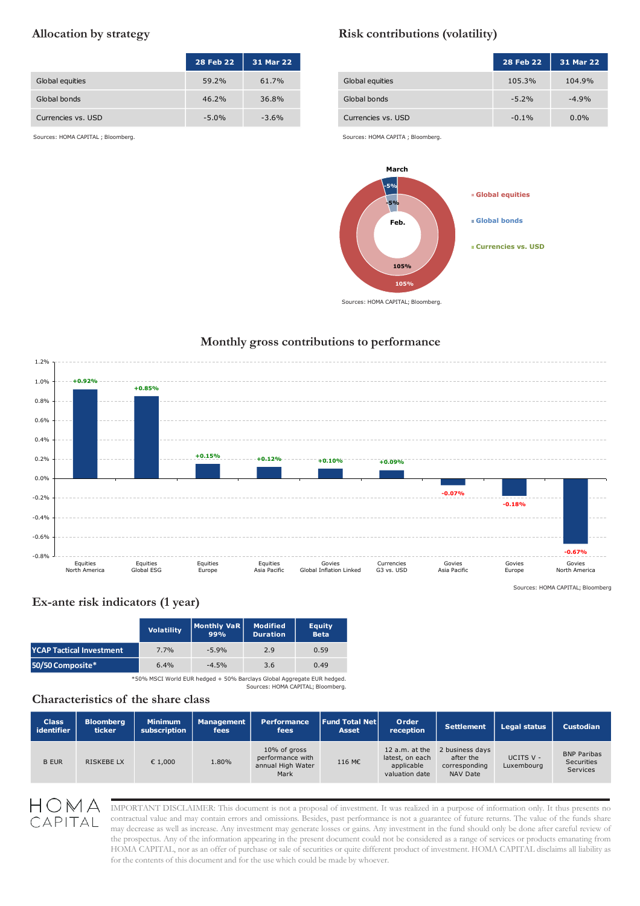## Allocation by strategy

| | 28 Feb 22 | 31 Mar 22 |
|---|---|---|
| Global equities | 59.2% | 61.7% |
| Global bonds | 46.2% | 36.8% |
| Currencies vs. USD | -5.0% | -3.6% |

Sources: HOMA CAPITAL ; Bloomberg.

## Risk contributions (volatility)

| | 28 Feb 22 | 31 Mar 22 |
|---|---|---|
| Global equities | 105.3% | 104.9% |
| Global bonds | -5.2% | -4.9% |
| Currencies vs. USD | -0.1% | 0.0% |

Sources: HOMA CAPITA ; Bloomberg.

March

Feb.

-5%

-5%

105%

105%

Global equities

Global bonds

Currencies vs. USD

Sources: HOMA CAPITAL; Bloomberg.

## Monthly gross contributions to performance

1.2%
1.0%
0.8%
0.6%
0.4%
0.2%
0.0%
-0.2%
-0.4%
-0.6%
-0.8%

Equities North America +0.92%
Equities Global ESG +0.85%
Equities Europe +0.15%
Equities Asia Pacific +0.12%
Govies Global Inflation Linked +0.10%
Currencies G3 vs. USD +0.09%
Govies Asia Pacific -0.07%
Govies Europe -0.18%
Govies North America -0.67%

Sources: HOMA CAPITAL; Bloomberg

## Ex-ante risk indicators (1 year)

| | Volatility | Monthly VaR 99% | Modified Duration | Equity Beta |
|---|---|---|---|---|
| YCAP Tactical Investment | 7.7% | -5.9% | 2.9 | 0.59 |
| 50/50 Composite* | 6.4% | -4.5% | 3.6 | 0.49 |

*50% MSCI World EUR hedged + 50% Barclays Global Aggregate EUR hedged.
Sources: HOMA CAPITAL; Bloomberg.

## Characteristics of the share class

| Class identifier | Bloomberg ticker | Minimum subscription | Management fees | Performance fees | Fund Total Net Asset | Order reception | Settlement | Legal status | Custodian |
|---|---|---|---|---|---|---|---|---|---|
| B EUR | RISKEBE LX | € 1,000 | 1.80% | 10% of gross performance with annual High Water Mark | 116 M€ | 12 a.m. at the latest, on each applicable valuation date | 2 business days after the corresponding NAV Date | UCITS V - Luxembourg | BNP Paribas Securities Services |

HOMA CAPITAL

IMPORTANT DISCLAIMER: This document is not a proposal of investment. It was realized in a purpose of information only. It thus presents no contractual value and may contain errors and omissions. Besides, past performance is not a guarantee of future returns. The value of the funds share may decrease as well as increase. Any investment may generate losses or gains. Any investment in the fund should only be done after careful review of the prospectus. Any of the information appearing in the present document could not be considered as a range of services or products emanating from HOMA CAPITAL, nor as an offer of purchase or sale of securities or quite different product of investment. HOMA CAPITAL disclaims all liability as for the contents of this document and for the use which could be made by whoever.